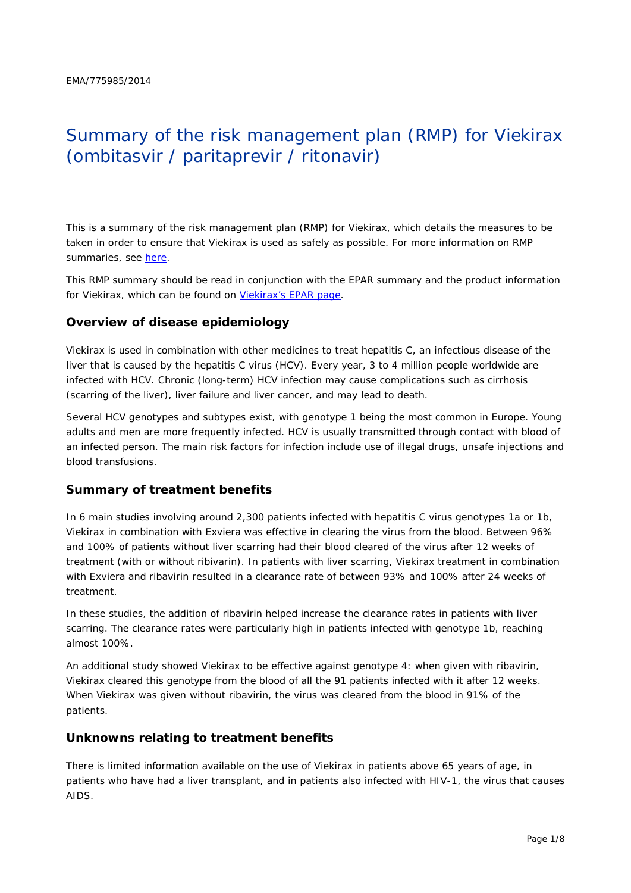EMA/775985/2014

# Summary of the risk management plan (RMP) for Viekirax (ombitasvir / paritaprevir / ritonavir)

This is a summary of the risk management plan (RMP) for Viekirax, which details the measures to be taken in order to ensure that Viekirax is used as safely as possible. For more information on RMP summaries, see here.

This RMP summary should be read in conjunction with the EPAR summary and the product information for Viekirax, which can be found on Viekirax's EPAR page.

## Overview of disease epidemiology

Viekirax is used in combination with other medicines to treat hepatitis C, an infectious disease of the liver that is caused by the hepatitis C virus (HCV). Every year, 3 to 4 million people worldwide are infected with HCV. Chronic (long-term) HCV infection may cause complications such as cirrhosis (scarring of the liver), liver failure and liver cancer, and may lead to death.

Several HCV genotypes and subtypes exist, with genotype 1 being the most common in Europe. Young adults and men are more frequently infected. HCV is usually transmitted through contact with blood of an infected person. The main risk factors for infection include use of illegal drugs, unsafe injections and blood transfusions.

## Summary of treatment benefits

In 6 main studies involving around 2,300 patients infected with hepatitis C virus genotypes 1a or 1b, Viekirax in combination with Exviera was effective in clearing the virus from the blood. Between 96% and 100% of patients without liver scarring had their blood cleared of the virus after 12 weeks of treatment (with or without ribivarin). In patients with liver scarring, Viekirax treatment in combination with Exviera and ribavirin resulted in a clearance rate of between 93% and 100% after 24 weeks of treatment.

In these studies, the addition of ribavirin helped increase the clearance rates in patients with liver scarring. The clearance rates were particularly high in patients infected with genotype 1b, reaching almost 100%.

An additional study showed Viekirax to be effective against genotype 4: when given with ribavirin, Viekirax cleared this genotype from the blood of all the 91 patients infected with it after 12 weeks. When Viekirax was given without ribavirin, the virus was cleared from the blood in 91% of the patients.

## Unknowns relating to treatment benefits

There is limited information available on the use of Viekirax in patients above 65 years of age, in patients who have had a liver transplant, and in patients also infected with HIV-1, the virus that causes AIDS.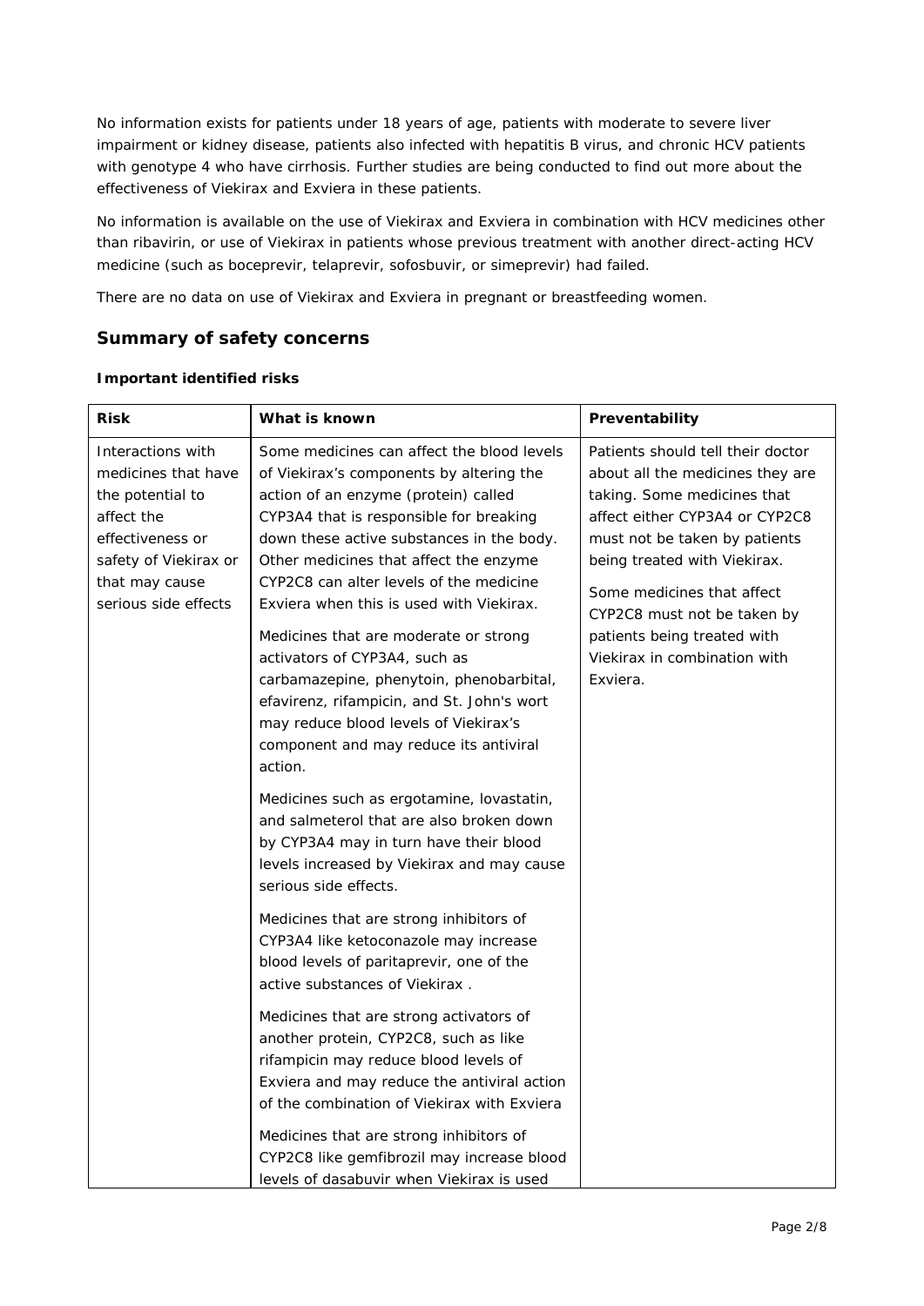No information exists for patients under 18 years of age, patients with moderate to severe liver impairment or kidney disease, patients also infected with hepatitis B virus, and chronic HCV patients with genotype 4 who have cirrhosis. Further studies are being conducted to find out more about the effectiveness of Viekirax and Exviera in these patients.

No information is available on the use of Viekirax and Exviera in combination with HCV medicines other than ribavirin, or use of Viekirax in patients whose previous treatment with another direct-acting HCV medicine (such as boceprevir, telaprevir, sofosbuvir, or simeprevir) had failed.

There are no data on use of Viekirax and Exviera in pregnant or breastfeeding women.

## Summary of safety concerns

#### Important identified risks

| Risk | What is known | Preventability |
|---|---|---|
| Interactions with medicines that have the potential to affect the effectiveness or safety of Viekirax or that may cause serious side effects | Some medicines can affect the blood levels of Viekirax's components by altering the action of an enzyme (protein) called CYP3A4 that is responsible for breaking down these active substances in the body. Other medicines that affect the enzyme CYP2C8 can alter levels of the medicine Exviera when this is used with Viekirax.<br><br>Medicines that are moderate or strong activators of CYP3A4, such as carbamazepine, phenytoin, phenobarbital, efavirenz, rifampicin, and St. John's wort may reduce blood levels of Viekirax's component and may reduce its antiviral action.<br><br>Medicines such as ergotamine, lovastatin, and salmeterol that are also broken down by CYP3A4 may in turn have their blood levels increased by Viekirax and may cause serious side effects.<br><br>Medicines that are strong inhibitors of CYP3A4 like ketoconazole may increase blood levels of paritaprevir, one of the active substances of Viekirax .<br><br>Medicines that are strong activators of another protein, CYP2C8, such as like rifampicin may reduce blood levels of Exviera and may reduce the antiviral action of the combination of Viekirax with Exviera<br><br>Medicines that are strong inhibitors of CYP2C8 like gemfibrozil may increase blood levels of dasabuvir when Viekirax is used | Patients should tell their doctor about all the medicines they are taking. Some medicines that affect either CYP3A4 or CYP2C8 must not be taken by patients being treated with Viekirax.<br><br>Some medicines that affect CYP2C8 must not be taken by patients being treated with Viekirax in combination with Exviera. |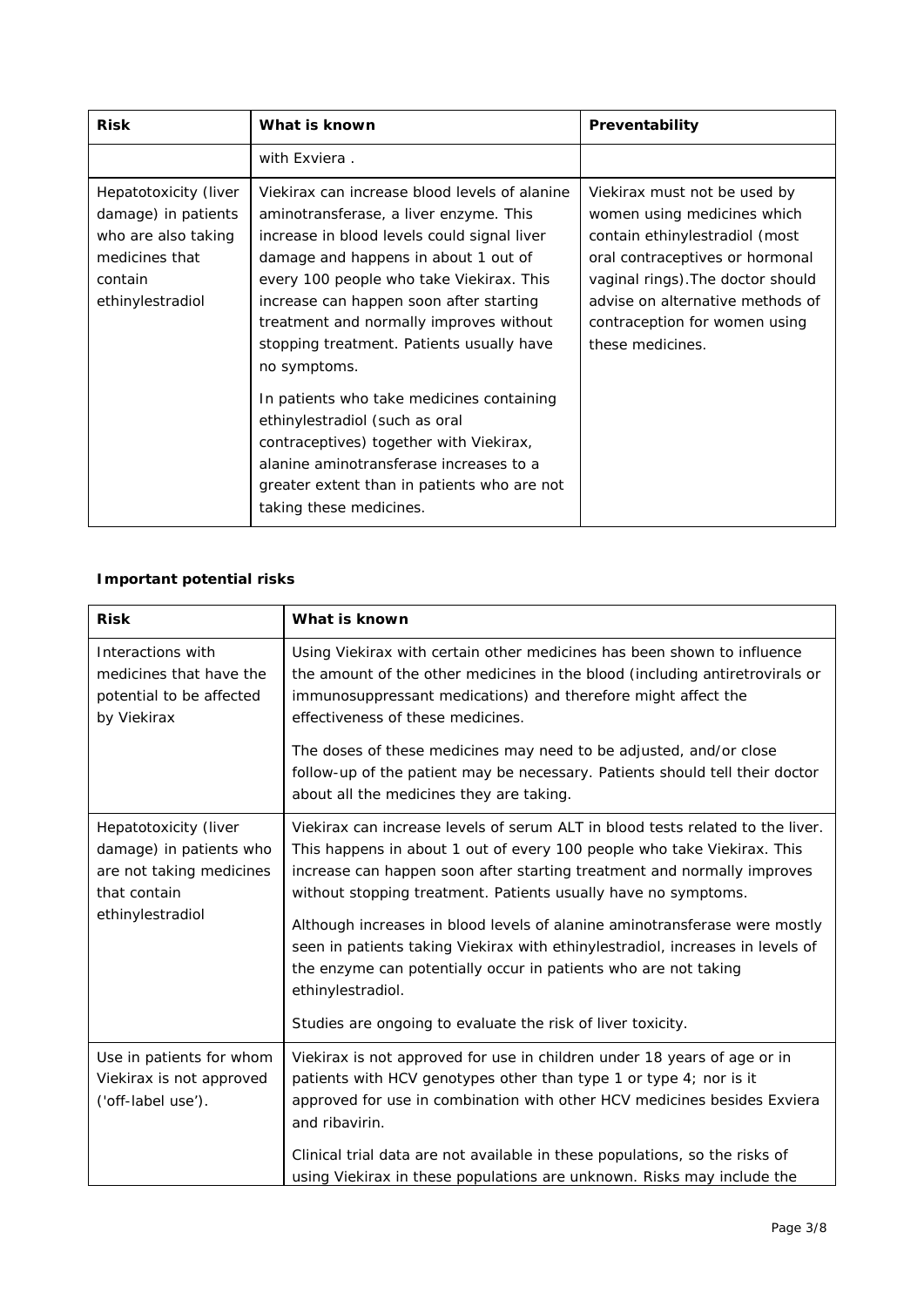| Risk | What is known | Preventability |
|---|---|---|
| | with Exviera . | |
| Hepatotoxicity (liver damage) in patients who are also taking medicines that contain ethinylestradiol | Viekirax can increase blood levels of alanine aminotransferase, a liver enzyme. This increase in blood levels could signal liver damage and happens in about 1 out of every 100 people who take Viekirax. This increase can happen soon after starting treatment and normally improves without stopping treatment. Patients usually have no symptoms.<br><br>In patients who take medicines containing ethinylestradiol (such as oral contraceptives) together with Viekirax, alanine aminotransferase increases to a greater extent than in patients who are not taking these medicines. | Viekirax must not be used by women using medicines which contain ethinylestradiol (most oral contraceptives or hormonal vaginal rings).The doctor should advise on alternative methods of contraception for women using these medicines. |

**Important potential risks**

| Risk | What is known |
|---|---|
| Interactions with medicines that have the potential to be affected by Viekirax | Using Viekirax with certain other medicines has been shown to influence the amount of the other medicines in the blood (including antiretrovirals or immunosuppressant medications) and therefore might affect the effectiveness of these medicines.<br><br>The doses of these medicines may need to be adjusted, and/or close follow-up of the patient may be necessary. Patients should tell their doctor about all the medicines they are taking. |
| Hepatotoxicity (liver damage) in patients who are not taking medicines that contain ethinylestradiol | Viekirax can increase levels of serum ALT in blood tests related to the liver. This happens in about 1 out of every 100 people who take Viekirax. This increase can happen soon after starting treatment and normally improves without stopping treatment. Patients usually have no symptoms.<br><br>Although increases in blood levels of alanine aminotransferase were mostly seen in patients taking Viekirax with ethinylestradiol, increases in levels of the enzyme can potentially occur in patients who are not taking ethinylestradiol.<br><br>Studies are ongoing to evaluate the risk of liver toxicity. |
| Use in patients for whom Viekirax is not approved ('off-label use'). | Viekirax is not approved for use in children under 18 years of age or in patients with HCV genotypes other than type 1 or type 4; nor is it approved for use in combination with other HCV medicines besides Exviera and ribavirin.<br><br>Clinical trial data are not available in these populations, so the risks of using Viekirax in these populations are unknown. Risks may include the |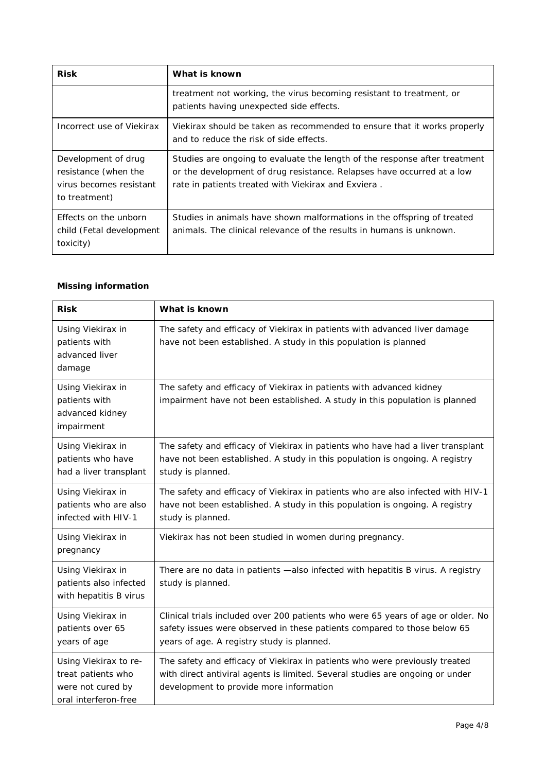| Risk | What is known |
|---|---|
| | treatment not working, the virus becoming resistant to treatment, or patients having unexpected side effects. |
| Incorrect use of Viekirax | Viekirax should be taken as recommended to ensure that it works properly and to reduce the risk of side effects. |
| Development of drug resistance (when the virus becomes resistant to treatment) | Studies are ongoing to evaluate the length of the response after treatment or the development of drug resistance. Relapses have occurred at a low rate in patients treated with Viekirax and Exviera . |
| Effects on the unborn child (Fetal development toxicity) | Studies in animals have shown malformations in the offspring of treated animals. The clinical relevance of the results in humans is unknown. |

**Missing information**

| Risk | What is known |
|---|---|
| Using Viekirax in patients with advanced liver damage | The safety and efficacy of Viekirax in patients with advanced liver damage have not been established. A study in this population is planned |
| Using Viekirax in patients with advanced kidney impairment | The safety and efficacy of Viekirax in patients with advanced kidney impairment have not been established. A study in this population is planned |
| Using Viekirax in patients who have had a liver transplant | The safety and efficacy of Viekirax in patients who have had a liver transplant have not been established. A study in this population is ongoing. A registry study is planned. |
| Using Viekirax in patients who are also infected with HIV-1 | The safety and efficacy of Viekirax in patients who are also infected with HIV-1 have not been established. A study in this population is ongoing. A registry study is planned. |
| Using Viekirax in pregnancy | Viekirax has not been studied in women during pregnancy. |
| Using Viekirax in patients also infected with hepatitis B virus | There are no data in patients —also infected with hepatitis B virus. A registry study is planned. |
| Using Viekirax in patients over 65 years of age | Clinical trials included over 200 patients who were 65 years of age or older. No safety issues were observed in these patients compared to those below 65 years of age. A registry study is planned. |
| Using Viekirax to re-treat patients who were not cured by oral interferon-free | The safety and efficacy of Viekirax in patients who were previously treated with direct antiviral agents is limited. Several studies are ongoing or under development to provide more information |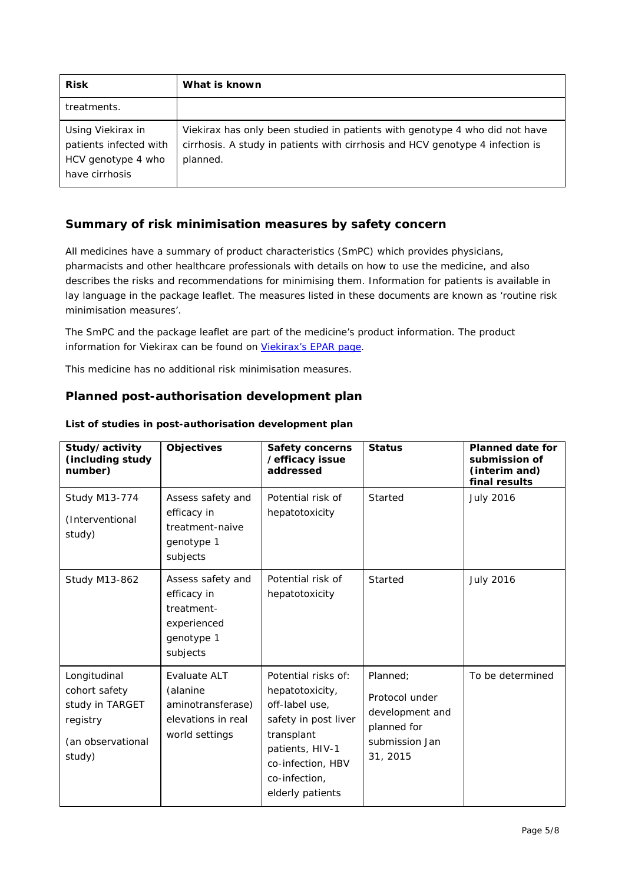| Risk | What is known |
|---|---|
| treatments. | |
| Using Viekirax in patients infected with HCV genotype 4 who have cirrhosis | Viekirax has only been studied in patients with genotype 4 who did not have cirrhosis. A study in patients with cirrhosis and HCV genotype 4 infection is planned. |

## Summary of risk minimisation measures by safety concern

All medicines have a summary of product characteristics (SmPC) which provides physicians, pharmacists and other healthcare professionals with details on how to use the medicine, and also describes the risks and recommendations for minimising them. Information for patients is available in lay language in the package leaflet. The measures listed in these documents are known as 'routine risk minimisation measures'.

The SmPC and the package leaflet are part of the medicine's product information. The product information for Viekirax can be found on Viekirax's EPAR page.

This medicine has no additional risk minimisation measures.

## Planned post-authorisation development plan

**List of studies in post-authorisation development plan**

| Study/activity (including study number) | Objectives | Safety concerns /efficacy issue addressed | Status | Planned date for submission of (interim and) final results |
|---|---|---|---|---|
| Study M13-774 (Interventional study) | Assess safety and efficacy in treatment-naive genotype 1 subjects | Potential risk of hepatotoxicity | Started | July 2016 |
| Study M13-862 | Assess safety and efficacy in treatment-experienced genotype 1 subjects | Potential risk of hepatotoxicity | Started | July 2016 |
| Longitudinal cohort safety study in TARGET registry (an observational study) | Evaluate ALT (alanine aminotransferase) elevations in real world settings | Potential risks of: hepatotoxicity, off-label use, safety in post liver transplant patients, HIV-1 co-infection, HBV co-infection, elderly patients | Planned; Protocol under development and planned for submission Jan 31, 2015 | To be determined |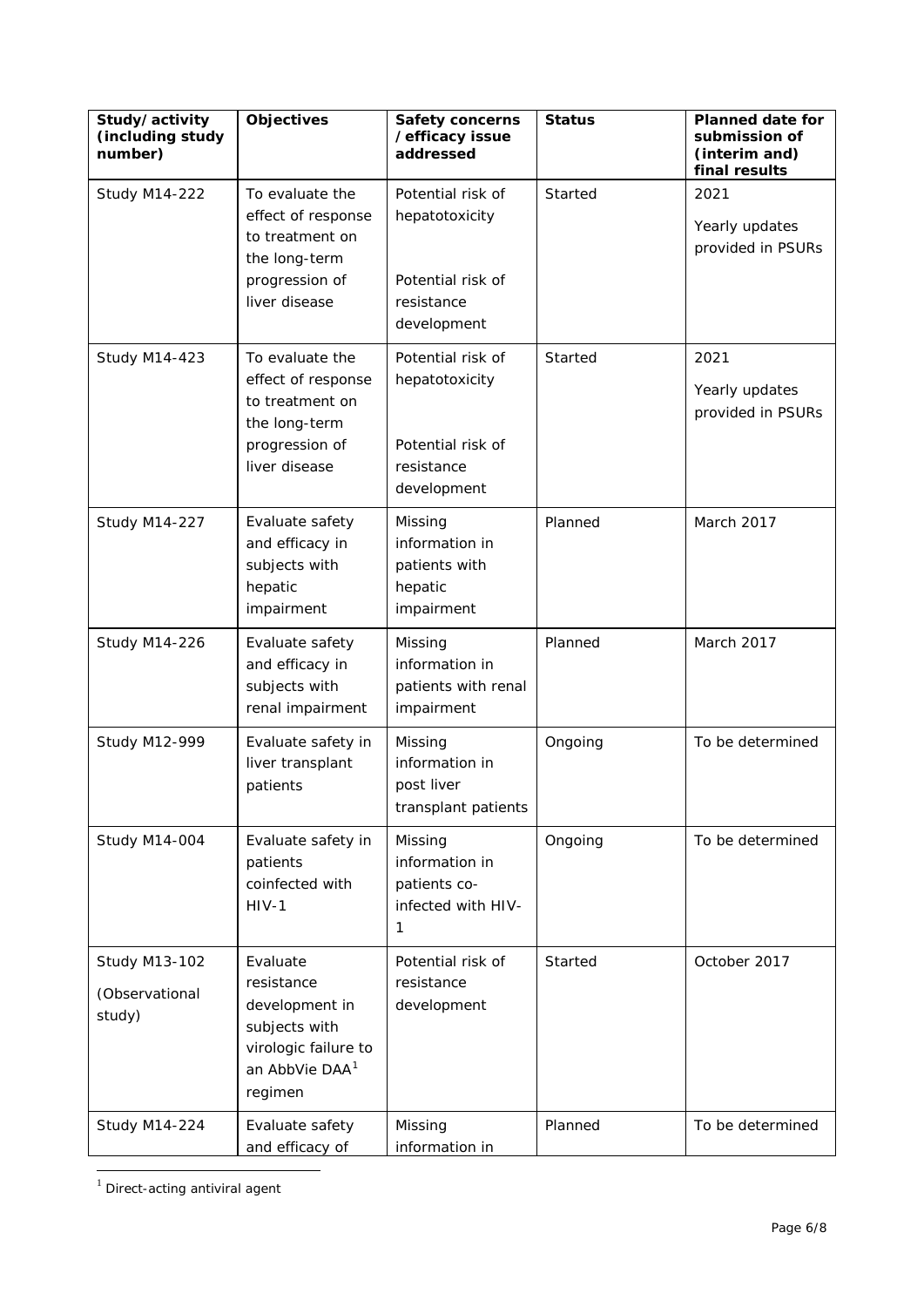| Study/activity (including study number) | Objectives | Safety concerns /efficacy issue addressed | Status | Planned date for submission of (interim and) final results |
|---|---|---|---|---|
| Study M14-222 | To evaluate the effect of response to treatment on the long-term progression of liver disease | Potential risk of hepatotoxicity<br><br>Potential risk of resistance development | Started | 2021<br><br>Yearly updates provided in PSURs |
| Study M14-423 | To evaluate the effect of response to treatment on the long-term progression of liver disease | Potential risk of hepatotoxicity<br><br>Potential risk of resistance development | Started | 2021<br><br>Yearly updates provided in PSURs |
| Study M14-227 | Evaluate safety and efficacy in subjects with hepatic impairment | Missing information in patients with hepatic impairment | Planned | March 2017 |
| Study M14-226 | Evaluate safety and efficacy in subjects with renal impairment | Missing information in patients with renal impairment | Planned | March 2017 |
| Study M12-999 | Evaluate safety in liver transplant patients | Missing information in post liver transplant patients | Ongoing | To be determined |
| Study M14-004 | Evaluate safety in patients coinfected with HIV-1 | Missing information in patients co-infected with HIV-1 | Ongoing | To be determined |
| Study M13-102<br><br>(Observational study) | Evaluate resistance development in subjects with virologic failure to an AbbVie DAA[1] regimen | Potential risk of resistance development | Started | October 2017 |
| Study M14-224 | Evaluate safety and efficacy of | Missing information in | Planned | To be determined |

[1] Direct-acting antiviral agent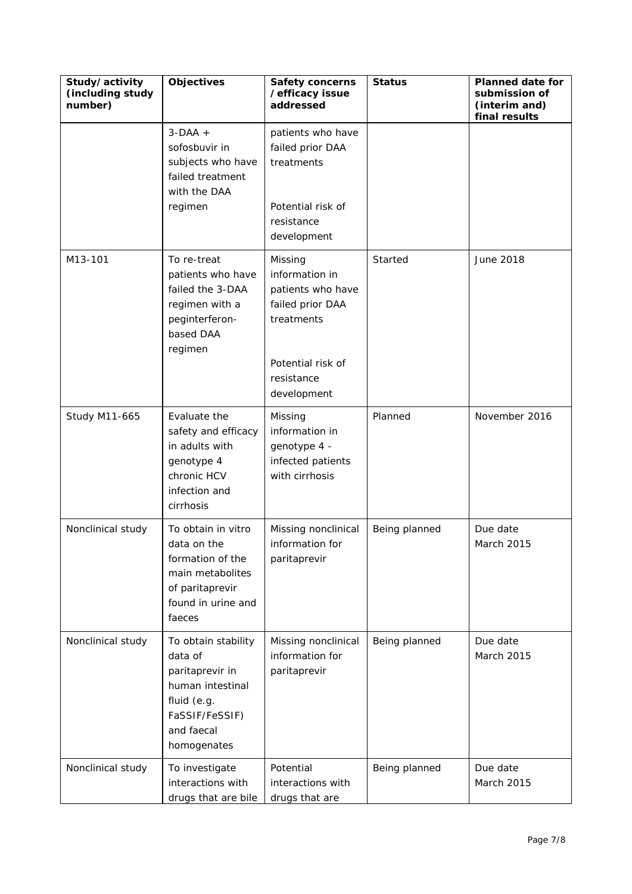| Study/activity (including study number) | Objectives | Safety concerns /efficacy issue addressed | Status | Planned date for submission of (interim and) final results |
|---|---|---|---|---|
| | 3-DAA + sofosbuvir in subjects who have failed treatment with the DAA regimen | patients who have failed prior DAA treatments<br><br>Potential risk of resistance development | | |
| M13-101 | To re-treat patients who have failed the 3-DAA regimen with a peginterferon-based DAA regimen | Missing information in patients who have failed prior DAA treatments<br><br>Potential risk of resistance development | Started | June 2018 |
| Study M11-665 | Evaluate the safety and efficacy in adults with genotype 4 chronic HCV infection and cirrhosis | Missing information in genotype 4 - infected patients with cirrhosis | Planned | November 2016 |
| Nonclinical study | To obtain in vitro data on the formation of the main metabolites of paritaprevir found in urine and faeces | Missing nonclinical information for paritaprevir | Being planned | Due date March 2015 |
| Nonclinical study | To obtain stability data of paritaprevir in human intestinal fluid (e.g. FaSSIF/FeSSIF) and faecal homogenates | Missing nonclinical information for paritaprevir | Being planned | Due date March 2015 |
| Nonclinical study | To investigate interactions with drugs that are bile | Potential interactions with drugs that are | Being planned | Due date March 2015 |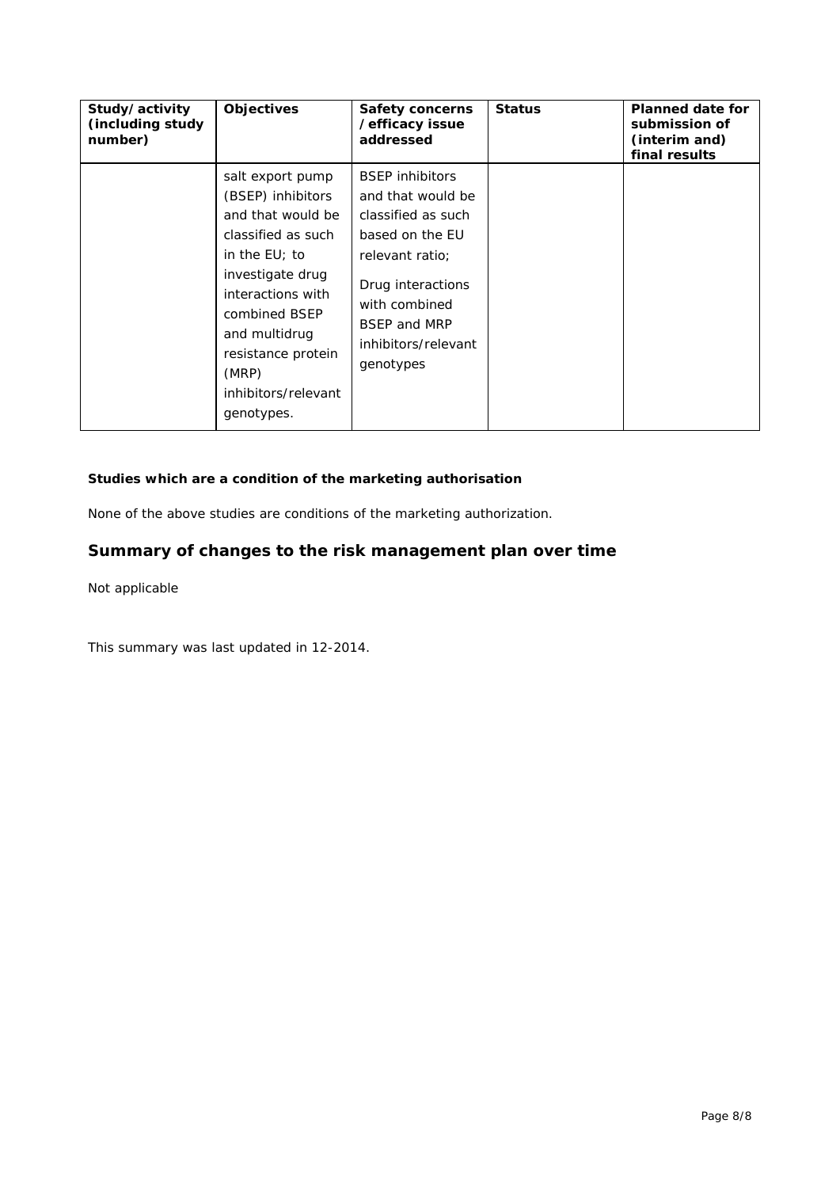| Study/activity (including study number) | Objectives | Safety concerns /efficacy issue addressed | Status | Planned date for submission of (interim and) final results |
|---|---|---|---|---|
| | salt export pump (BSEP) inhibitors and that would be classified as such in the EU; to investigate drug interactions with combined BSEP and multidrug resistance protein (MRP) inhibitors/relevant genotypes. | BSEP inhibitors and that would be classified as such based on the EU relevant ratio; Drug interactions with combined BSEP and MRP inhibitors/relevant genotypes | | |

**Studies which are a condition of the marketing authorisation**

None of the above studies are conditions of the marketing authorization.

## Summary of changes to the risk management plan over time

Not applicable

This summary was last updated in 12-2014.